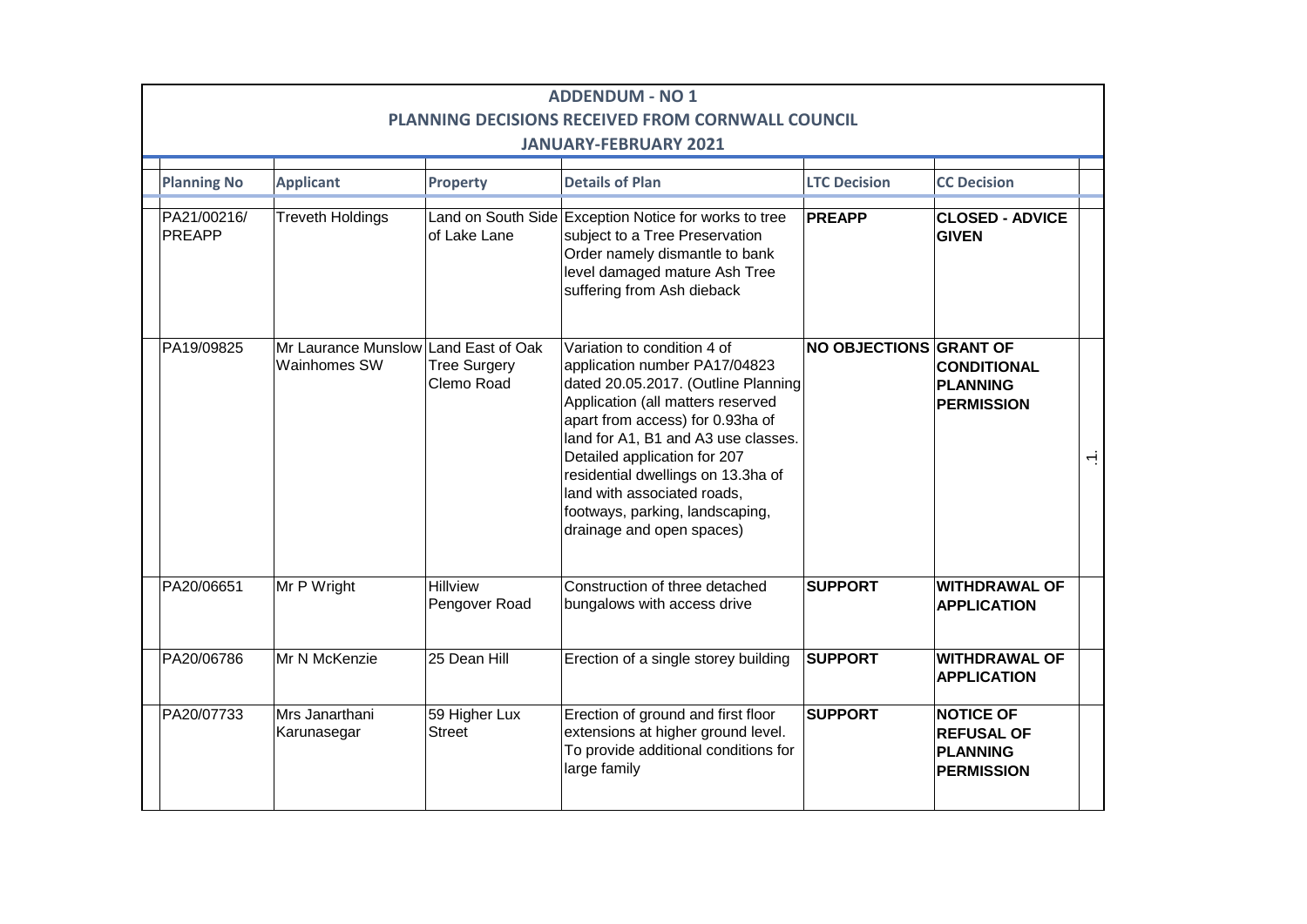# ADDENDUM - NO 1

## PLANNING DECISIONS RECEIVED FROM CORNWALL COUNCIL

### JANUARY-FEBRUARY 2021

| Planning No | Applicant | Property | Details of Plan | LTC Decision | CC Decision |
|---|---|---|---|---|---|
| PA21/00216/ PREAPP | Treveth Holdings | Land on South Side of Lake Lane | Exception Notice for works to tree subject to a Tree Preservation Order namely dismantle to bank level damaged mature Ash Tree suffering from Ash dieback | **PREAPP** | **CLOSED - ADVICE GIVEN** |
| PA19/09825 | Mr Laurance Munslow Wainhomes SW | Land East of Oak Tree Surgery Clemo Road | Variation to condition 4 of application number PA17/04823 dated 20.05.2017. (Outline Planning Application (all matters reserved apart from access) for 0.93ha of land for A1, B1 and A3 use classes. Detailed application for 207 residential dwellings on 13.3ha of land with associated roads, footways, parking, landscaping, drainage and open spaces) | **NO OBJECTIONS** | **GRANT OF CONDITIONAL PLANNING PERMISSION** |
| PA20/06651 | Mr P Wright | Hillview Pengover Road | Construction of three detached bungalows with access drive | **SUPPORT** | **WITHDRAWAL OF APPLICATION** |
| PA20/06786 | Mr N McKenzie | 25 Dean Hill | Erection of a single storey building | **SUPPORT** | **WITHDRAWAL OF APPLICATION** |
| PA20/07733 | Mrs Janarthani Karunasegar | 59 Higher Lux Street | Erection of ground and first floor extensions at higher ground level. To provide additional conditions for large family | **SUPPORT** | **NOTICE OF REFUSAL OF PLANNING PERMISSION** |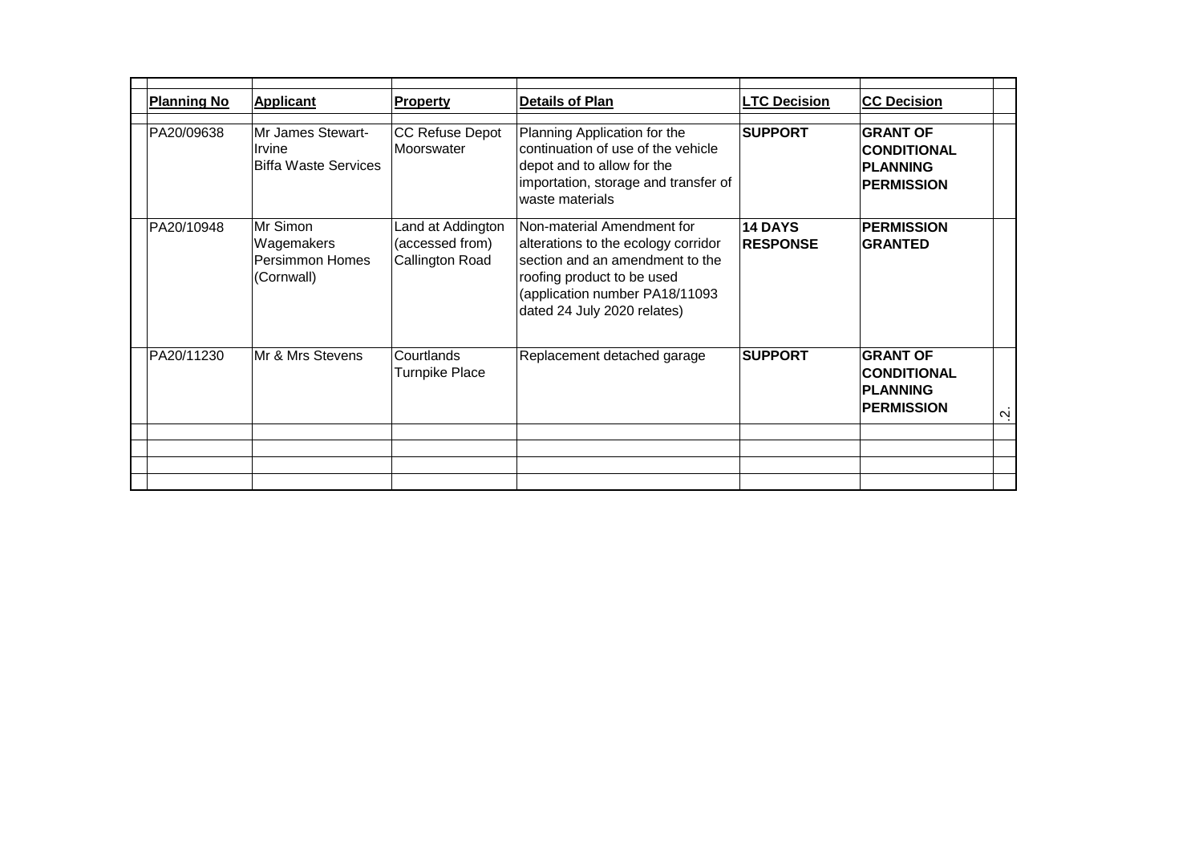| Planning No | Applicant | Property | Details of Plan | LTC Decision | CC Decision |
|---|---|---|---|---|---|
| PA20/09638 | Mr James Stewart-Irvine Biffa Waste Services | CC Refuse Depot Moorswater | Planning Application for the continuation of use of the vehicle depot and to allow for the importation, storage and transfer of waste materials | **SUPPORT** | **GRANT OF CONDITIONAL PLANNING PERMISSION** |
| PA20/10948 | Mr Simon Wagemakers Persimmon Homes (Cornwall) | Land at Addington (accessed from) Callington Road | Non-material Amendment for alterations to the ecology corridor section and an amendment to the roofing product to be used (application number PA18/11093 dated 24 July 2020 relates) | **14 DAYS RESPONSE** | **PERMISSION GRANTED** |
| PA20/11230 | Mr & Mrs Stevens | Courtlands Turnpike Place | Replacement detached garage | **SUPPORT** | **GRANT OF CONDITIONAL PLANNING PERMISSION** |